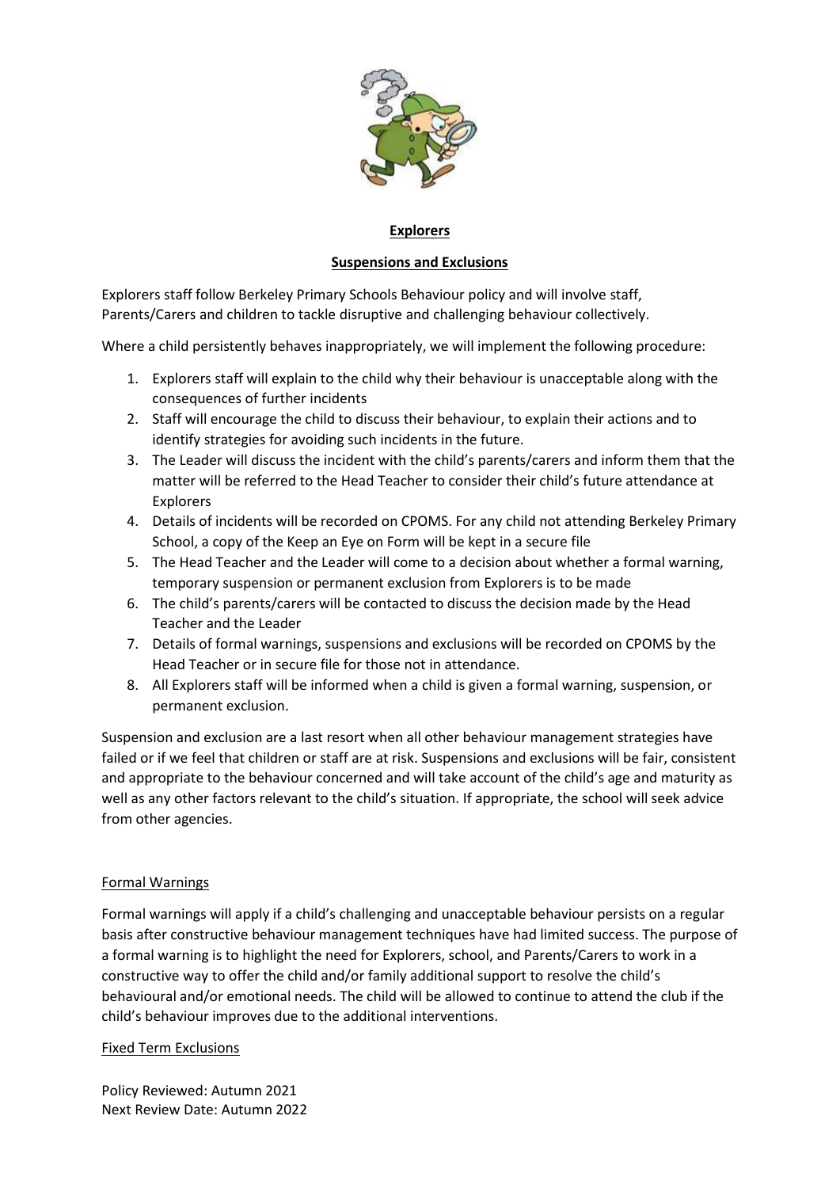# Explorers

## Suspensions and Exclusions

Explorers staff follow Berkeley Primary Schools Behaviour policy and will involve staff, Parents/Carers and children to tackle disruptive and challenging behaviour collectively.

Where a child persistently behaves inappropriately, we will implement the following procedure:

1. Explorers staff will explain to the child why their behaviour is unacceptable along with the consequences of further incidents
2. Staff will encourage the child to discuss their behaviour, to explain their actions and to identify strategies for avoiding such incidents in the future.
3. The Leader will discuss the incident with the child's parents/carers and inform them that the matter will be referred to the Head Teacher to consider their child's future attendance at Explorers
4. Details of incidents will be recorded on CPOMS. For any child not attending Berkeley Primary School, a copy of the Keep an Eye on Form will be kept in a secure file
5. The Head Teacher and the Leader will come to a decision about whether a formal warning, temporary suspension or permanent exclusion from Explorers is to be made
6. The child's parents/carers will be contacted to discuss the decision made by the Head Teacher and the Leader
7. Details of formal warnings, suspensions and exclusions will be recorded on CPOMS by the Head Teacher or in secure file for those not in attendance.
8. All Explorers staff will be informed when a child is given a formal warning, suspension, or permanent exclusion.

Suspension and exclusion are a last resort when all other behaviour management strategies have failed or if we feel that children or staff are at risk. Suspensions and exclusions will be fair, consistent and appropriate to the behaviour concerned and will take account of the child's age and maturity as well as any other factors relevant to the child's situation. If appropriate, the school will seek advice from other agencies.

### Formal Warnings

Formal warnings will apply if a child's challenging and unacceptable behaviour persists on a regular basis after constructive behaviour management techniques have had limited success. The purpose of a formal warning is to highlight the need for Explorers, school, and Parents/Carers to work in a constructive way to offer the child and/or family additional support to resolve the child's behavioural and/or emotional needs. The child will be allowed to continue to attend the club if the child's behaviour improves due to the additional interventions.

### Fixed Term Exclusions

Policy Reviewed: Autumn 2021
Next Review Date: Autumn 2022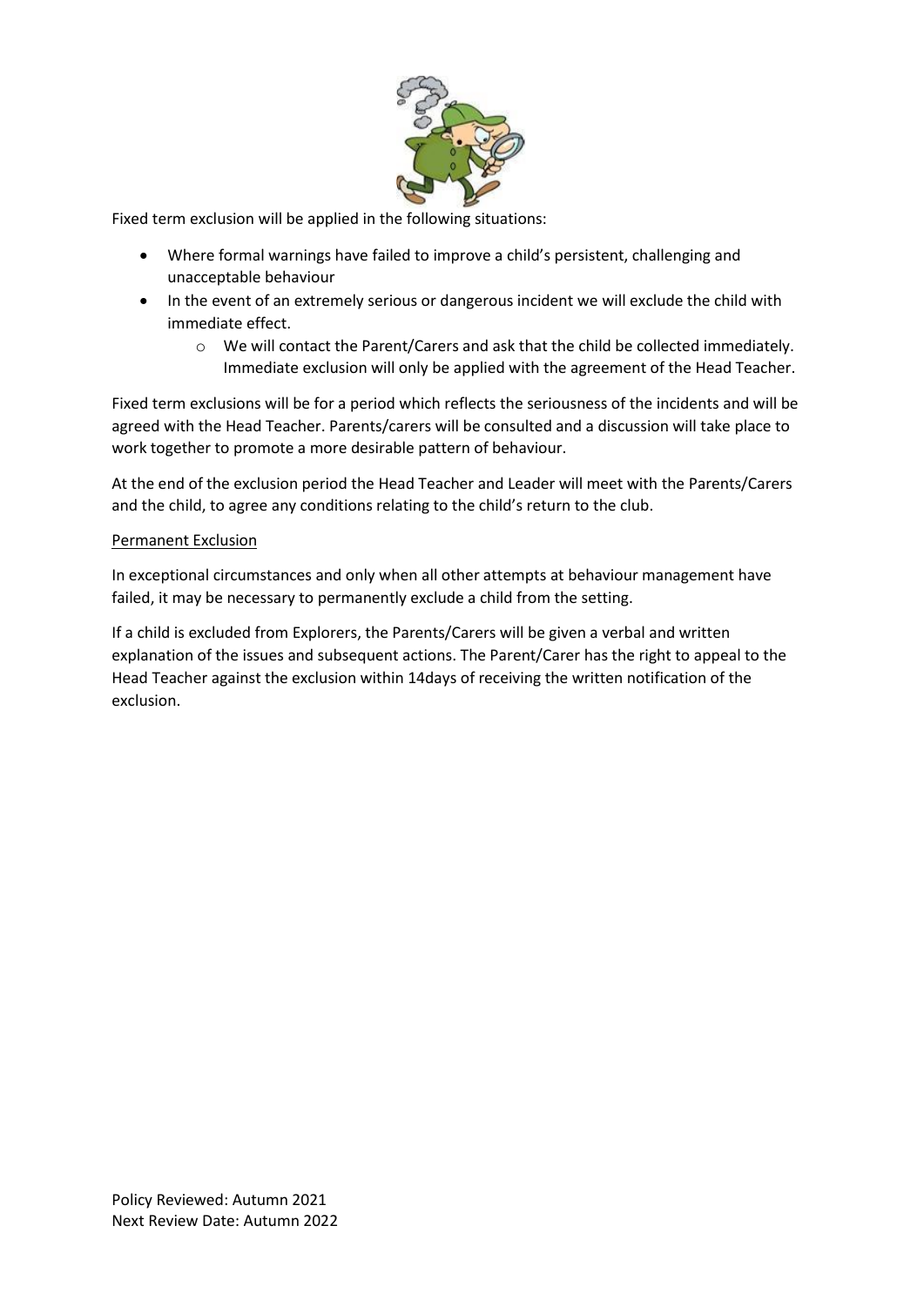Fixed term exclusion will be applied in the following situations:

- Where formal warnings have failed to improve a child's persistent, challenging and unacceptable behaviour
- In the event of an extremely serious or dangerous incident we will exclude the child with immediate effect.
  - We will contact the Parent/Carers and ask that the child be collected immediately. Immediate exclusion will only be applied with the agreement of the Head Teacher.

Fixed term exclusions will be for a period which reflects the seriousness of the incidents and will be agreed with the Head Teacher. Parents/carers will be consulted and a discussion will take place to work together to promote a more desirable pattern of behaviour.

At the end of the exclusion period the Head Teacher and Leader will meet with the Parents/Carers and the child, to agree any conditions relating to the child's return to the club.

Permanent Exclusion

In exceptional circumstances and only when all other attempts at behaviour management have failed, it may be necessary to permanently exclude a child from the setting.

If a child is excluded from Explorers, the Parents/Carers will be given a verbal and written explanation of the issues and subsequent actions. The Parent/Carer has the right to appeal to the Head Teacher against the exclusion within 14days of receiving the written notification of the exclusion.

Policy Reviewed: Autumn 2021
Next Review Date: Autumn 2022